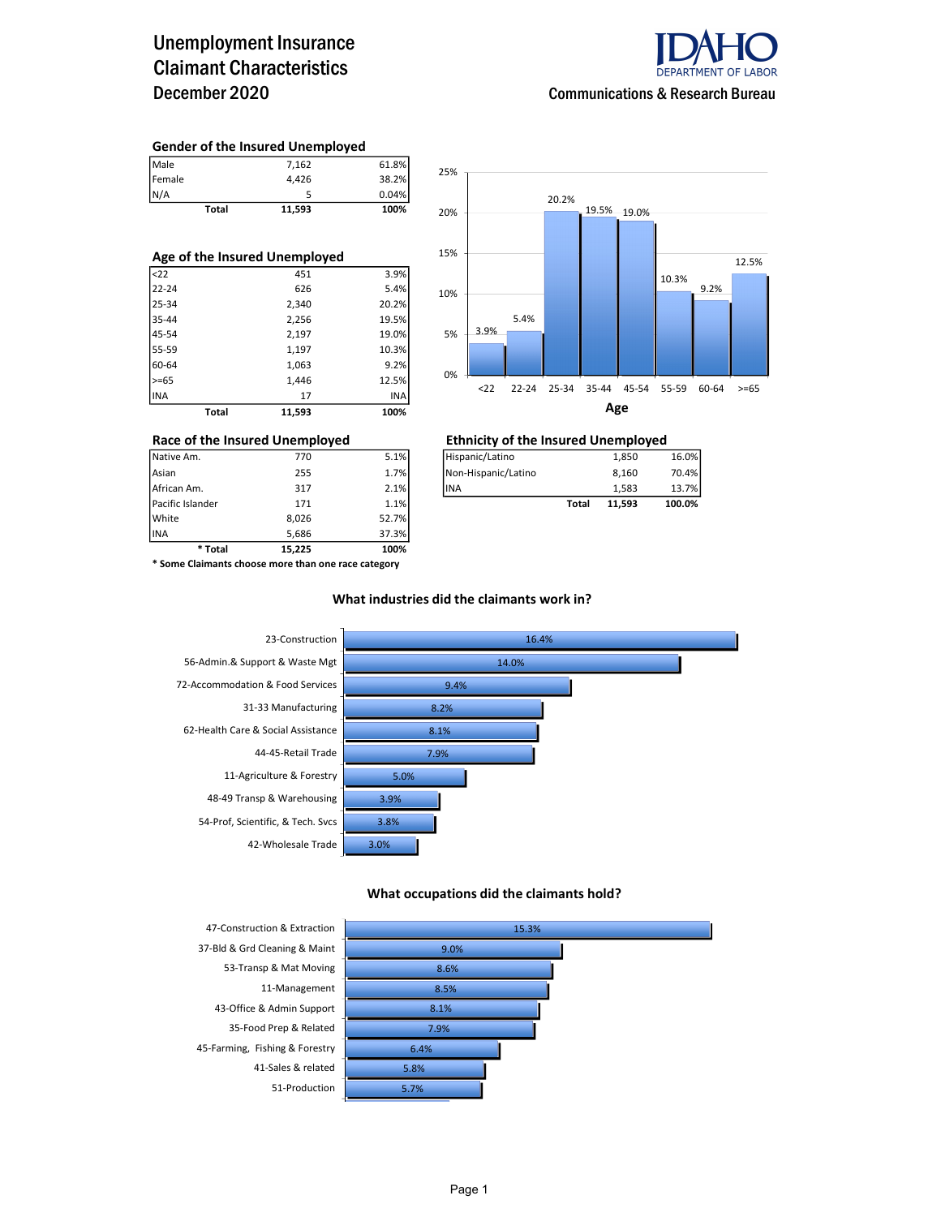# Unemployment Insurance Claimant Characteristics December 2020

IDAHO DEPARTMENT OF LABOR

Communications & Research Bureau

### Gender of the Insured Unemployed

| | | |
|---|---|---|
| Male | 7,162 | 61.8% |
| Female | 4,426 | 38.2% |
| N/A | 5 | 0.04% |
| **Total** | **11,593** | **100%** |

### Age of the Insured Unemployed

| | | |
|---|---|---|
| <22 | 451 | 3.9% |
| 22-24 | 626 | 5.4% |
| 25-34 | 2,340 | 20.2% |
| 35-44 | 2,256 | 19.5% |
| 45-54 | 2,197 | 19.0% |
| 55-59 | 1,197 | 10.3% |
| 60-64 | 1,063 | 9.2% |
| >=65 | 1,446 | 12.5% |
| INA | 17 | INA |
| **Total** | **11,593** | **100%** |

**Age**

| Age | <22 | 22-24 | 25-34 | 35-44 | 45-54 | 55-59 | 60-64 | >=65 |
|---|---|---|---|---|---|---|---|---|
| % | 3.9% | 5.4% | 20.2% | 19.5% | 19.0% | 10.3% | 9.2% | 12.5% |

### Race of the Insured Unemployed

| | | |
|---|---|---|
| Native Am. | 770 | 5.1% |
| Asian | 255 | 1.7% |
| African Am. | 317 | 2.1% |
| Pacific Islander | 171 | 1.1% |
| White | 8,026 | 52.7% |
| INA | 5,686 | 37.3% |
| **\* Total** | **15,225** | **100%** |

**\* Some Claimants choose more than one race category**

### Ethnicity of the Insured Unemployed

| | | |
|---|---|---|
| Hispanic/Latino | 1,850 | 16.0% |
| Non-Hispanic/Latino | 8,160 | 70.4% |
| INA | 1,583 | 13.7% |
| **Total** | **11,593** | **100.0%** |

### What industries did the claimants work in?

| Industry | % |
|---|---|
| 23-Construction | 16.4% |
| 56-Admin.& Support & Waste Mgt | 14.0% |
| 72-Accommodation & Food Services | 9.4% |
| 31-33 Manufacturing | 8.2% |
| 62-Health Care & Social Assistance | 8.1% |
| 44-45-Retail Trade | 7.9% |
| 11-Agriculture & Forestry | 5.0% |
| 48-49 Transp & Warehousing | 3.9% |
| 54-Prof, Scientific, & Tech. Svcs | 3.8% |
| 42-Wholesale Trade | 3.0% |

### What occupations did the claimants hold?

| Occupation | % |
|---|---|
| 47-Construction & Extraction | 15.3% |
| 37-Bld & Grd Cleaning & Maint | 9.0% |
| 53-Transp & Mat Moving | 8.6% |
| 11-Management | 8.5% |
| 43-Office & Admin Support | 8.1% |
| 35-Food Prep & Related | 7.9% |
| 45-Farming, Fishing & Forestry | 6.4% |
| 41-Sales & related | 5.8% |
| 51-Production | 5.7% |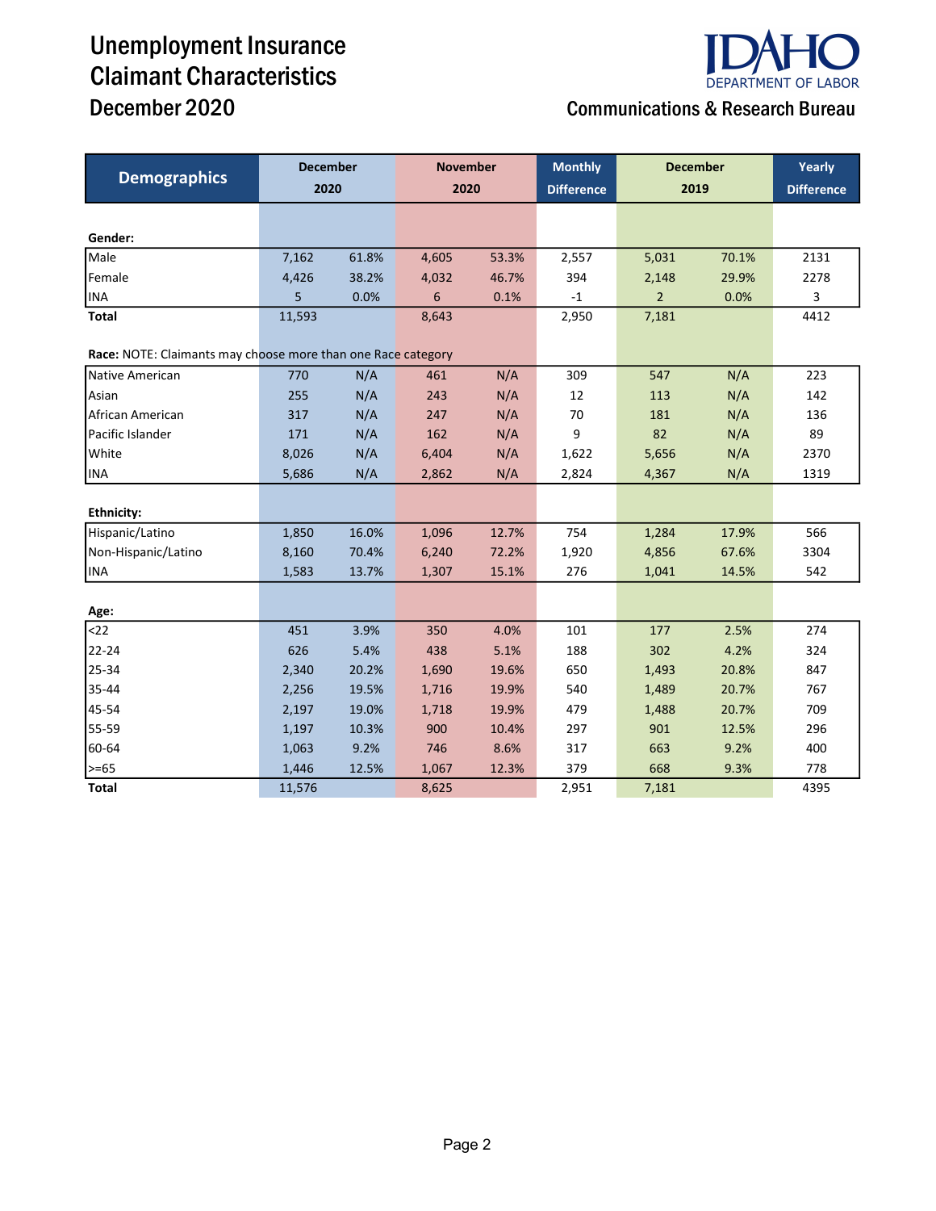# Unemployment Insurance Claimant Characteristics

## December 2020

IDAHO DEPARTMENT OF LABOR

Communications & Research Bureau

| Demographics | December 2020 | | November 2020 | | Monthly Difference | December 2019 | | Yearly Difference |
|---|---|---|---|---|---|---|---|---|
| **Gender:** | | | | | | | | |
| Male | 7,162 | 61.8% | 4,605 | 53.3% | 2,557 | 5,031 | 70.1% | 2131 |
| Female | 4,426 | 38.2% | 4,032 | 46.7% | 394 | 2,148 | 29.9% | 2278 |
| INA | 5 | 0.0% | 6 | 0.1% | -1 | 2 | 0.0% | 3 |
| **Total** | 11,593 | | 8,643 | | 2,950 | 7,181 | | 4412 |
| **Race:** NOTE: Claimants may choose more than one Race category | | | | | | | | |
| Native American | 770 | N/A | 461 | N/A | 309 | 547 | N/A | 223 |
| Asian | 255 | N/A | 243 | N/A | 12 | 113 | N/A | 142 |
| African American | 317 | N/A | 247 | N/A | 70 | 181 | N/A | 136 |
| Pacific Islander | 171 | N/A | 162 | N/A | 9 | 82 | N/A | 89 |
| White | 8,026 | N/A | 6,404 | N/A | 1,622 | 5,656 | N/A | 2370 |
| INA | 5,686 | N/A | 2,862 | N/A | 2,824 | 4,367 | N/A | 1319 |
| **Ethnicity:** | | | | | | | | |
| Hispanic/Latino | 1,850 | 16.0% | 1,096 | 12.7% | 754 | 1,284 | 17.9% | 566 |
| Non-Hispanic/Latino | 8,160 | 70.4% | 6,240 | 72.2% | 1,920 | 4,856 | 67.6% | 3304 |
| INA | 1,583 | 13.7% | 1,307 | 15.1% | 276 | 1,041 | 14.5% | 542 |
| **Age:** | | | | | | | | |
| <22 | 451 | 3.9% | 350 | 4.0% | 101 | 177 | 2.5% | 274 |
| 22-24 | 626 | 5.4% | 438 | 5.1% | 188 | 302 | 4.2% | 324 |
| 25-34 | 2,340 | 20.2% | 1,690 | 19.6% | 650 | 1,493 | 20.8% | 847 |
| 35-44 | 2,256 | 19.5% | 1,716 | 19.9% | 540 | 1,489 | 20.7% | 767 |
| 45-54 | 2,197 | 19.0% | 1,718 | 19.9% | 479 | 1,488 | 20.7% | 709 |
| 55-59 | 1,197 | 10.3% | 900 | 10.4% | 297 | 901 | 12.5% | 296 |
| 60-64 | 1,063 | 9.2% | 746 | 8.6% | 317 | 663 | 9.2% | 400 |
| >=65 | 1,446 | 12.5% | 1,067 | 12.3% | 379 | 668 | 9.3% | 778 |
| **Total** | 11,576 | | 8,625 | | 2,951 | 7,181 | | 4395 |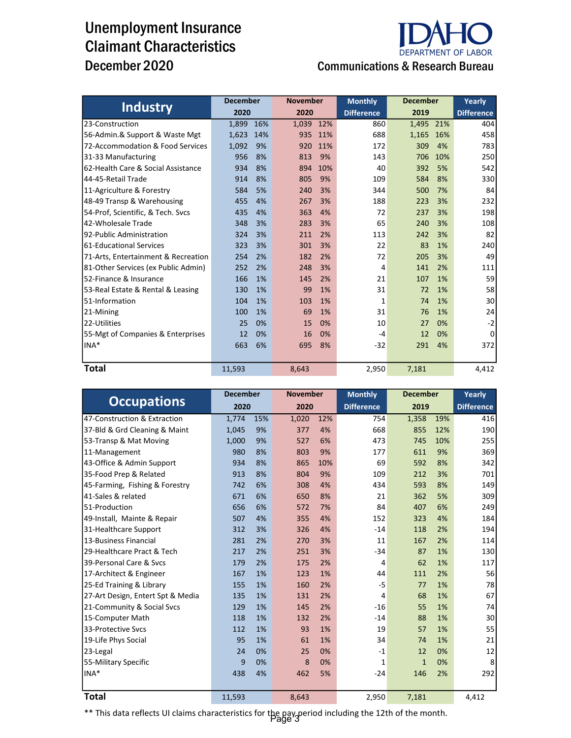# Unemployment Insurance Claimant Characteristics

## December 2020

IDAHO DEPARTMENT OF LABOR

Communications & Research Bureau

| Industry | December 2020 | | November 2020 | | Monthly Difference | December 2019 | | Yearly Difference |
|---|---|---|---|---|---|---|---|---|
| 23-Construction | 1,899 | 16% | 1,039 | 12% | 860 | 1,495 | 21% | 404 |
| 56-Admin.& Support & Waste Mgt | 1,623 | 14% | 935 | 11% | 688 | 1,165 | 16% | 458 |
| 72-Accommodation & Food Services | 1,092 | 9% | 920 | 11% | 172 | 309 | 4% | 783 |
| 31-33 Manufacturing | 956 | 8% | 813 | 9% | 143 | 706 | 10% | 250 |
| 62-Health Care & Social Assistance | 934 | 8% | 894 | 10% | 40 | 392 | 5% | 542 |
| 44-45-Retail Trade | 914 | 8% | 805 | 9% | 109 | 584 | 8% | 330 |
| 11-Agriculture & Forestry | 584 | 5% | 240 | 3% | 344 | 500 | 7% | 84 |
| 48-49 Transp & Warehousing | 455 | 4% | 267 | 3% | 188 | 223 | 3% | 232 |
| 54-Prof, Scientific, & Tech. Svcs | 435 | 4% | 363 | 4% | 72 | 237 | 3% | 198 |
| 42-Wholesale Trade | 348 | 3% | 283 | 3% | 65 | 240 | 3% | 108 |
| 92-Public Administration | 324 | 3% | 211 | 2% | 113 | 242 | 3% | 82 |
| 61-Educational Services | 323 | 3% | 301 | 3% | 22 | 83 | 1% | 240 |
| 71-Arts, Entertainment & Recreation | 254 | 2% | 182 | 2% | 72 | 205 | 3% | 49 |
| 81-Other Services (ex Public Admin) | 252 | 2% | 248 | 3% | 4 | 141 | 2% | 111 |
| 52-Finance & Insurance | 166 | 1% | 145 | 2% | 21 | 107 | 1% | 59 |
| 53-Real Estate & Rental & Leasing | 130 | 1% | 99 | 1% | 31 | 72 | 1% | 58 |
| 51-Information | 104 | 1% | 103 | 1% | 1 | 74 | 1% | 30 |
| 21-Mining | 100 | 1% | 69 | 1% | 31 | 76 | 1% | 24 |
| 22-Utilities | 25 | 0% | 15 | 0% | 10 | 27 | 0% | -2 |
| 55-Mgt of Companies & Enterprises | 12 | 0% | 16 | 0% | -4 | 12 | 0% | 0 |
| INA* | 663 | 6% | 695 | 8% | -32 | 291 | 4% | 372 |
| **Total** | 11,593 | | 8,643 | | 2,950 | 7,181 | | 4,412 |

| Occupations | December 2020 | | November 2020 | | Monthly Difference | December 2019 | | Yearly Difference |
|---|---|---|---|---|---|---|---|---|
| 47-Construction & Extraction | 1,774 | 15% | 1,020 | 12% | 754 | 1,358 | 19% | 416 |
| 37-Bld & Grd Cleaning & Maint | 1,045 | 9% | 377 | 4% | 668 | 855 | 12% | 190 |
| 53-Transp & Mat Moving | 1,000 | 9% | 527 | 6% | 473 | 745 | 10% | 255 |
| 11-Management | 980 | 8% | 803 | 9% | 177 | 611 | 9% | 369 |
| 43-Office & Admin Support | 934 | 8% | 865 | 10% | 69 | 592 | 8% | 342 |
| 35-Food Prep & Related | 913 | 8% | 804 | 9% | 109 | 212 | 3% | 701 |
| 45-Farming, Fishing & Forestry | 742 | 6% | 308 | 4% | 434 | 593 | 8% | 149 |
| 41-Sales & related | 671 | 6% | 650 | 8% | 21 | 362 | 5% | 309 |
| 51-Production | 656 | 6% | 572 | 7% | 84 | 407 | 6% | 249 |
| 49-Install, Mainte & Repair | 507 | 4% | 355 | 4% | 152 | 323 | 4% | 184 |
| 31-Healthcare Support | 312 | 3% | 326 | 4% | -14 | 118 | 2% | 194 |
| 13-Business Financial | 281 | 2% | 270 | 3% | 11 | 167 | 2% | 114 |
| 29-Healthcare Pract & Tech | 217 | 2% | 251 | 3% | -34 | 87 | 1% | 130 |
| 39-Personal Care & Svcs | 179 | 2% | 175 | 2% | 4 | 62 | 1% | 117 |
| 17-Architect & Engineer | 167 | 1% | 123 | 1% | 44 | 111 | 2% | 56 |
| 25-Ed Training & Library | 155 | 1% | 160 | 2% | -5 | 77 | 1% | 78 |
| 27-Art Design, Entert Spt & Media | 135 | 1% | 131 | 2% | 4 | 68 | 1% | 67 |
| 21-Community & Social Svcs | 129 | 1% | 145 | 2% | -16 | 55 | 1% | 74 |
| 15-Computer Math | 118 | 1% | 132 | 2% | -14 | 88 | 1% | 30 |
| 33-Protective Svcs | 112 | 1% | 93 | 1% | 19 | 57 | 1% | 55 |
| 19-Life Phys Social | 95 | 1% | 61 | 1% | 34 | 74 | 1% | 21 |
| 23-Legal | 24 | 0% | 25 | 0% | -1 | 12 | 0% | 12 |
| 55-Military Specific | 9 | 0% | 8 | 0% | 1 | 1 | 0% | 8 |
| INA* | 438 | 4% | 462 | 5% | -24 | 146 | 2% | 292 |
| **Total** | 11,593 | | 8,643 | | 2,950 | 7,181 | | 4,412 |

** This data reflects UI claims characteristics for the pay period including the 12th of the month.